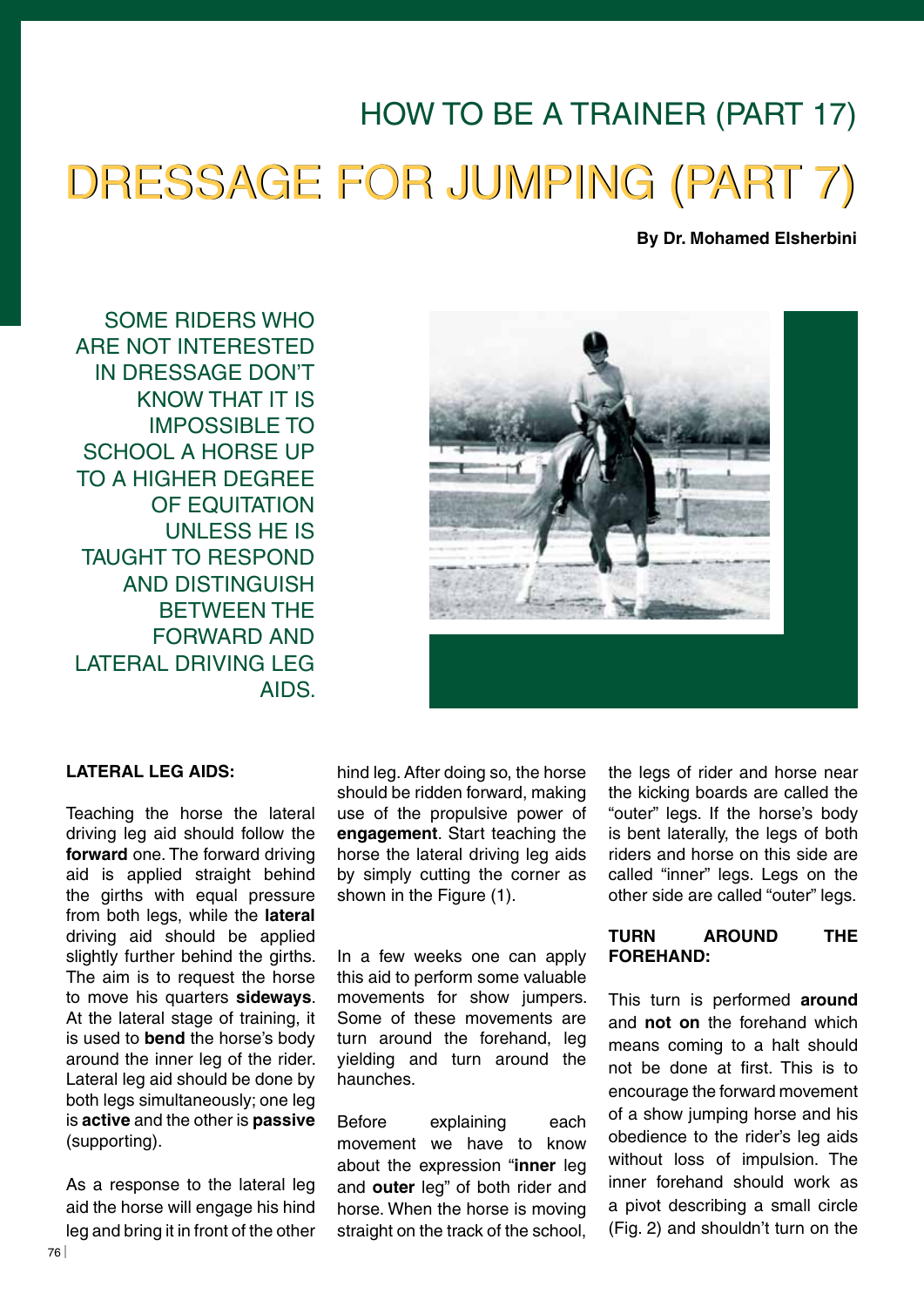## HOW TO BE A TRAINER (PART 17)

# DRESSAGE FOR JUMPING (PART 7)

**By Dr. Mohamed Elsherbini**

SOME RIDERS WHO ARE NOT INTERESTED IN DRESSAGE DON'T KNOW THAT IT IS IMPOSSIBLE TO SCHOOL A HORSE UP TO A HIGHER DEGREE OF EQUITATION UNLESS HE IS TAUGHT TO RESPOND AND DISTINGUISH BETWEEN THE FORWARD AND LATERAL DRIVING LEG AIDS.

**LATERAL LEG AIDS:**

Teaching the horse the lateral driving leg aid should follow the **forward** one. The forward driving aid is applied straight behind the girths with equal pressure from both legs, while the **lateral** driving aid should be applied slightly further behind the girths. The aim is to request the horse to move his quarters **sideways**. At the lateral stage of training, it is used to **bend** the horse's body around the inner leg of the rider. Lateral leg aid should be done by both legs simultaneously; one leg is **active** and the other is **passive** (supporting).

As a response to the lateral leg aid the horse will engage his hind leg and bring it in front of the other hind leg. After doing so, the horse should be ridden forward, making use of the propulsive power of **engagement**. Start teaching the horse the lateral driving leg aids by simply cutting the corner as shown in the Figure (1).

In a few weeks one can apply this aid to perform some valuable movements for show jumpers. Some of these movements are turn around the forehand, leg yielding and turn around the haunches.

Before explaining each movement we have to know about the expression "**inner** leg and **outer** leg" of both rider and horse. When the horse is moving straight on the track of the school, the legs of rider and horse near the kicking boards are called the "outer" legs. If the horse's body is bent laterally, the legs of both riders and horse on this side are called "inner" legs. Legs on the other side are called "outer" legs.

**TURN AROUND THE FOREHAND:**

This turn is performed **around** and **not on** the forehand which means coming to a halt should not be done at first. This is to encourage the forward movement of a show jumping horse and his obedience to the rider's leg aids without loss of impulsion. The inner forehand should work as a pivot describing a small circle (Fig. 2) and shouldn't turn on the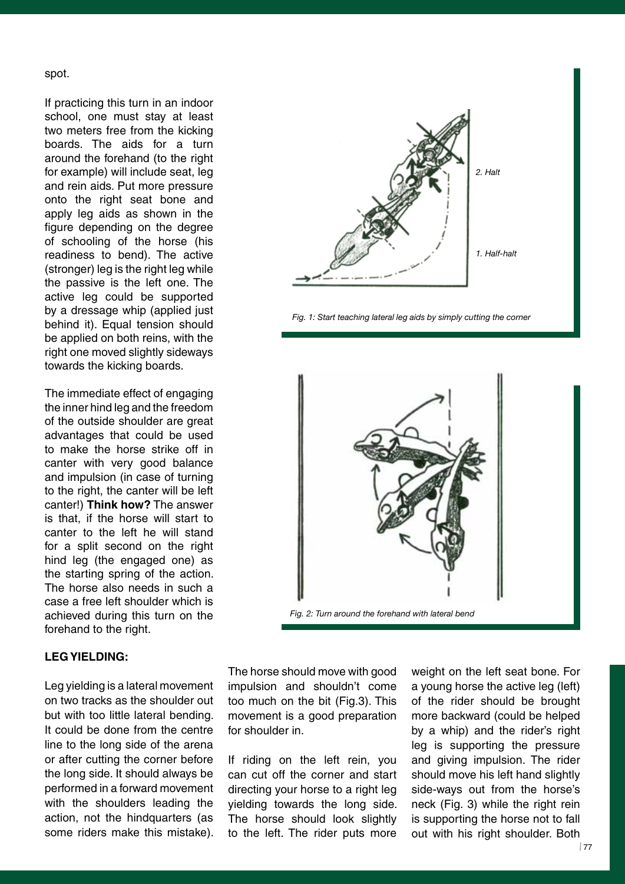spot.

If practicing this turn in an indoor school, one must stay at least two meters free from the kicking boards. The aids for a turn around the forehand (to the right for example) will include seat, leg and rein aids. Put more pressure onto the right seat bone and apply leg aids as shown in the figure depending on the degree of schooling of the horse (his readiness to bend). The active (stronger) leg is the right leg while the passive is the left one. The active leg could be supported by a dressage whip (applied just behind it). Equal tension should be applied on both reins, with the right one moved slightly sideways towards the kicking boards.

The immediate effect of engaging the inner hind leg and the freedom of the outside shoulder are great advantages that could be used to make the horse strike off in canter with very good balance and impulsion (in case of turning to the right, the canter will be left canter!) **Think how?** The answer is that, if the horse will start to canter to the left he will stand for a split second on the right hind leg (the engaged one) as the starting spring of the action. The horse also needs in such a case a free left shoulder which is achieved during this turn on the forehand to the right.

2. Halt

1. Half-halt

*Fig. 1: Start teaching lateral leg aids by simply cutting the corner*

*Fig. 2: Turn around the forehand with lateral bend*

**LEG YIELDING:**

Leg yielding is a lateral movement on two tracks as the shoulder out but with too little lateral bending. It could be done from the centre line to the long side of the arena or after cutting the corner before the long side. It should always be performed in a forward movement with the shoulders leading the action, not the hindquarters (as some riders make this mistake). The horse should move with good impulsion and shouldn't come too much on the bit (Fig.3). This movement is a good preparation for shoulder in.

If riding on the left rein, you can cut off the corner and start directing your horse to a right leg yielding towards the long side. The horse should look slightly to the left. The rider puts more weight on the left seat bone. For a young horse the active leg (left) of the rider should be brought more backward (could be helped by a whip) and the rider's right leg is supporting the pressure and giving impulsion. The rider should move his left hand slightly side-ways out from the horse's neck (Fig. 3) while the right rein is supporting the horse not to fall out with his right shoulder. Both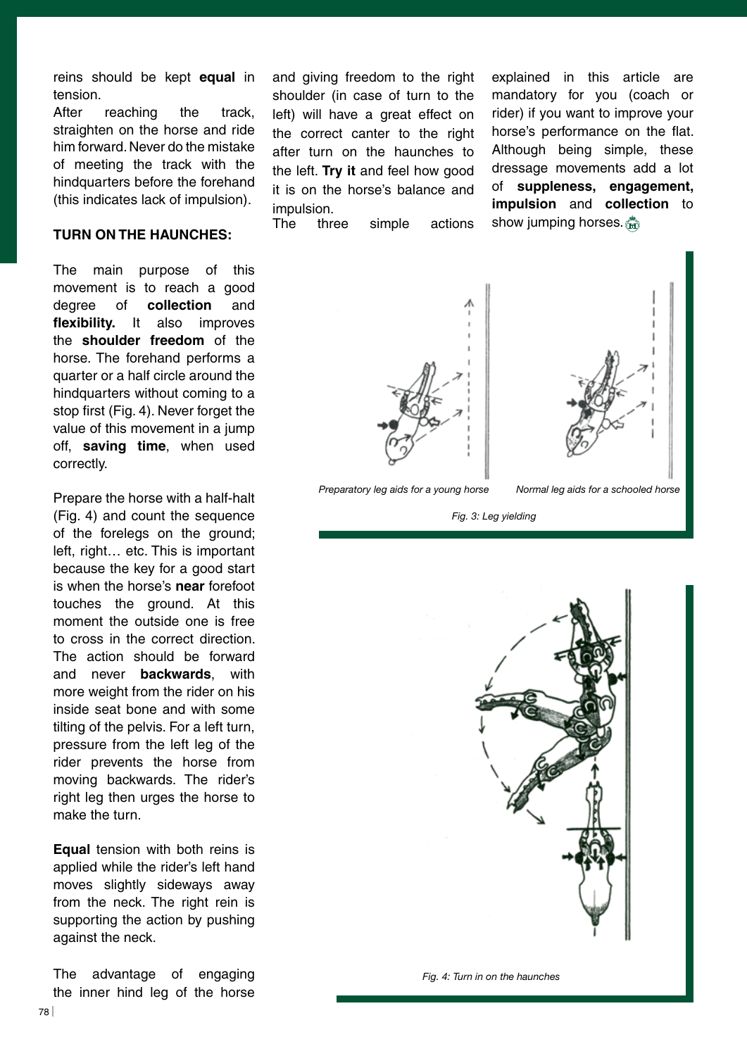reins should be kept **equal** in tension.

After reaching the track, straighten on the horse and ride him forward. Never do the mistake of meeting the track with the hindquarters before the forehand (this indicates lack of impulsion).

**TURN ON THE HAUNCHES:**

The main purpose of this movement is to reach a good degree of **collection** and **flexibility.** It also improves the **shoulder freedom** of the horse. The forehand performs a quarter or a half circle around the hindquarters without coming to a stop first (Fig. 4). Never forget the value of this movement in a jump off, **saving time**, when used correctly.

Prepare the horse with a half-halt (Fig. 4) and count the sequence of the forelegs on the ground; left, right… etc. This is important because the key for a good start is when the horse's **near** forefoot touches the ground. At this moment the outside one is free to cross in the correct direction. The action should be forward and never **backwards**, with more weight from the rider on his inside seat bone and with some tilting of the pelvis. For a left turn, pressure from the left leg of the rider prevents the horse from moving backwards. The rider's right leg then urges the horse to make the turn.

**Equal** tension with both reins is applied while the rider's left hand moves slightly sideways away from the neck. The right rein is supporting the action by pushing against the neck.

The advantage of engaging the inner hind leg of the horse and giving freedom to the right shoulder (in case of turn to the left) will have a great effect on the correct canter to the right after turn on the haunches to the left. **Try it** and feel how good it is on the horse's balance and impulsion.

The three simple actions explained in this article are mandatory for you (coach or rider) if you want to improve your horse's performance on the flat. Although being simple, these dressage movements add a lot of **suppleness, engagement, impulsion** and **collection** to show jumping horses.

*Preparatory leg aids for a young horse* *Normal leg aids for a schooled horse*

*Fig. 3: Leg yielding*

*Fig. 4: Turn in on the haunches*